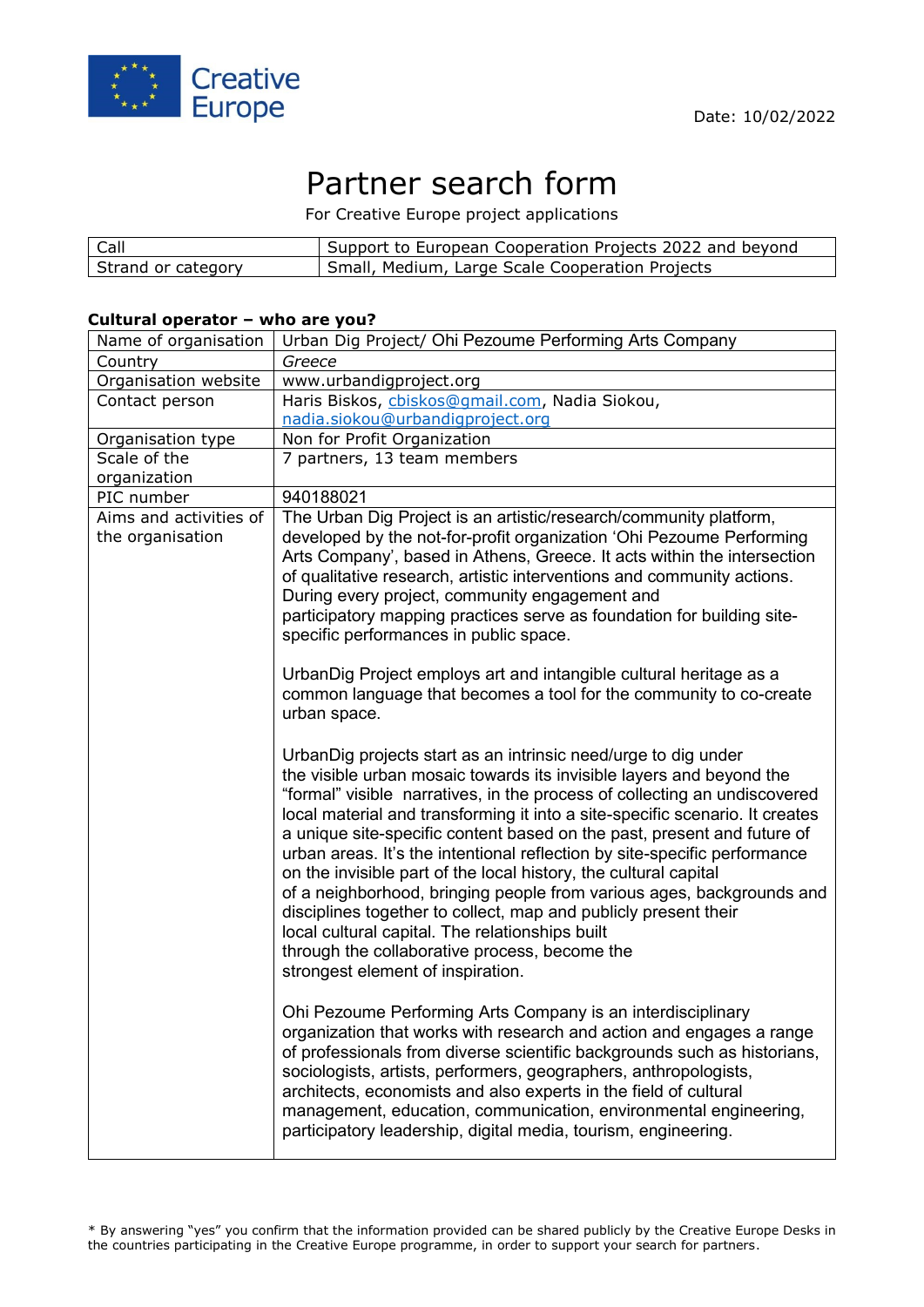Date: 10/02/2022

# Partner search form

For Creative Europe project applications

| | |
|---|---|
| Call | Support to European Cooperation Projects 2022 and beyond |
| Strand or category | Small, Medium, Large Scale Cooperation Projects |

**Cultural operator – who are you?**

| | |
|---|---|
| Name of organisation | Urban Dig Project/ Ohi Pezoume Performing Arts Company |
| Country | *Greece* |
| Organisation website | www.urbandigproject.org |
| Contact person | Haris Biskos, cbiskos@gmail.com, Nadia Siokou, nadia.siokou@urbandigproject.org |
| Organisation type | Non for Profit Organization |
| Scale of the organization | 7 partners, 13 team members |
| PIC number | 940188021 |
| Aims and activities of the organisation | The Urban Dig Project is an artistic/research/community platform, developed by the not-for-profit organization 'Ohi Pezoume Performing Arts Company', based in Athens, Greece. It acts within the intersection of qualitative research, artistic interventions and community actions. During every project, community engagement and participatory mapping practices serve as foundation for building site-specific performances in public space.<br><br>UrbanDig Project employs art and intangible cultural heritage as a common language that becomes a tool for the community to co-create urban space.<br><br>UrbanDig projects start as an intrinsic need/urge to dig under the visible urban mosaic towards its invisible layers and beyond the "formal" visible narratives, in the process of collecting an undiscovered local material and transforming it into a site-specific scenario. It creates a unique site-specific content based on the past, present and future of urban areas. It's the intentional reflection by site-specific performance on the invisible part of the local history, the cultural capital of a neighborhood, bringing people from various ages, backgrounds and disciplines together to collect, map and publicly present their local cultural capital. The relationships built through the collaborative process, become the strongest element of inspiration.<br><br>Ohi Pezoume Performing Arts Company is an interdisciplinary organization that works with research and action and engages a range of professionals from diverse scientific backgrounds such as historians, sociologists, artists, performers, geographers, anthropologists, architects, economists and also experts in the field of cultural management, education, communication, environmental engineering, participatory leadership, digital media, tourism, engineering. |

\* By answering "yes" you confirm that the information provided can be shared publicly by the Creative Europe Desks in the countries participating in the Creative Europe programme, in order to support your search for partners.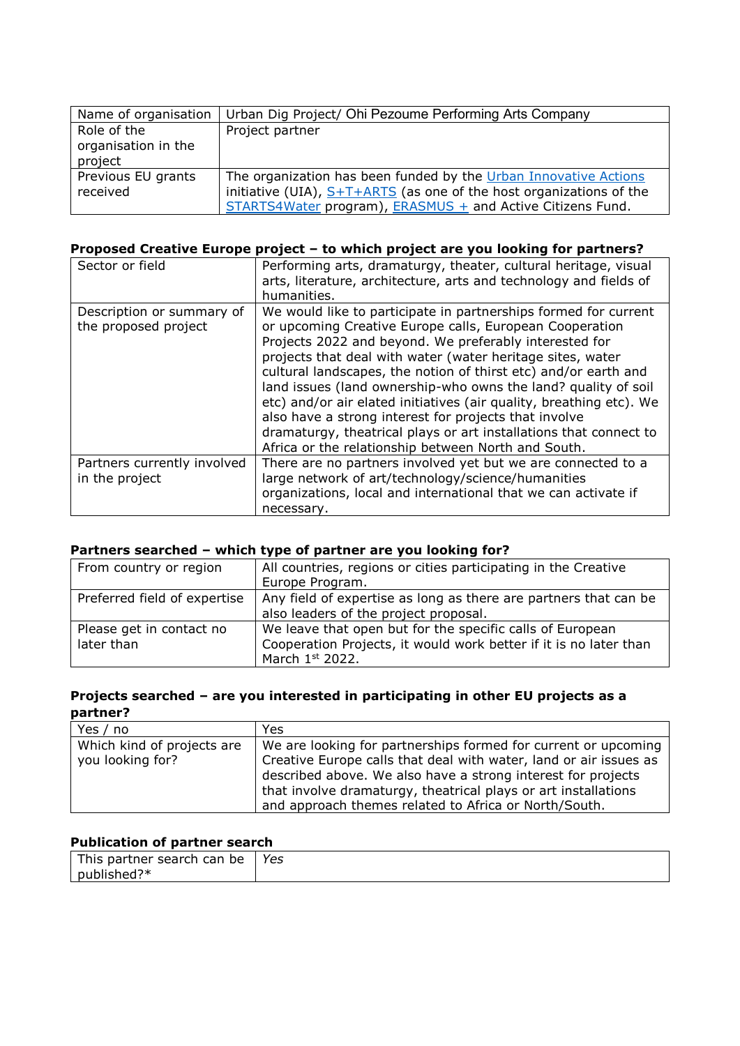| | |
|---|---|
| Name of organisation | Urban Dig Project/ Ohi Pezoume Performing Arts Company |
| Role of the organisation in the project | Project partner |
| Previous EU grants received | The organization has been funded by the Urban Innovative Actions initiative (UIA), S+T+ARTS (as one of the host organizations of the STARTS4Water program), ERASMUS + and Active Citizens Fund. |

**Proposed Creative Europe project – to which project are you looking for partners?**

| | |
|---|---|
| Sector or field | Performing arts, dramaturgy, theater, cultural heritage, visual arts, literature, architecture, arts and technology and fields of humanities. |
| Description or summary of the proposed project | We would like to participate in partnerships formed for current or upcoming Creative Europe calls, European Cooperation Projects 2022 and beyond. We preferably interested for projects that deal with water (water heritage sites, water cultural landscapes, the notion of thirst etc) and/or earth and land issues (land ownership-who owns the land? quality of soil etc) and/or air elated initiatives (air quality, breathing etc). We also have a strong interest for projects that involve dramaturgy, theatrical plays or art installations that connect to Africa or the relationship between North and South. |
| Partners currently involved in the project | There are no partners involved yet but we are connected to a large network of art/technology/science/humanities organizations, local and international that we can activate if necessary. |

**Partners searched – which type of partner are you looking for?**

| | |
|---|---|
| From country or region | All countries, regions or cities participating in the Creative Europe Program. |
| Preferred field of expertise | Any field of expertise as long as there are partners that can be also leaders of the project proposal. |
| Please get in contact no later than | We leave that open but for the specific calls of European Cooperation Projects, it would work better if it is no later than March 1st 2022. |

**Projects searched – are you interested in participating in other EU projects as a partner?**

| | |
|---|---|
| Yes / no | Yes |
| Which kind of projects are you looking for? | We are looking for partnerships formed for current or upcoming Creative Europe calls that deal with water, land or air issues as described above. We also have a strong interest for projects that involve dramaturgy, theatrical plays or art installations and approach themes related to Africa or North/South. |

**Publication of partner search**

| | |
|---|---|
| This partner search can be published?* | *Yes* |